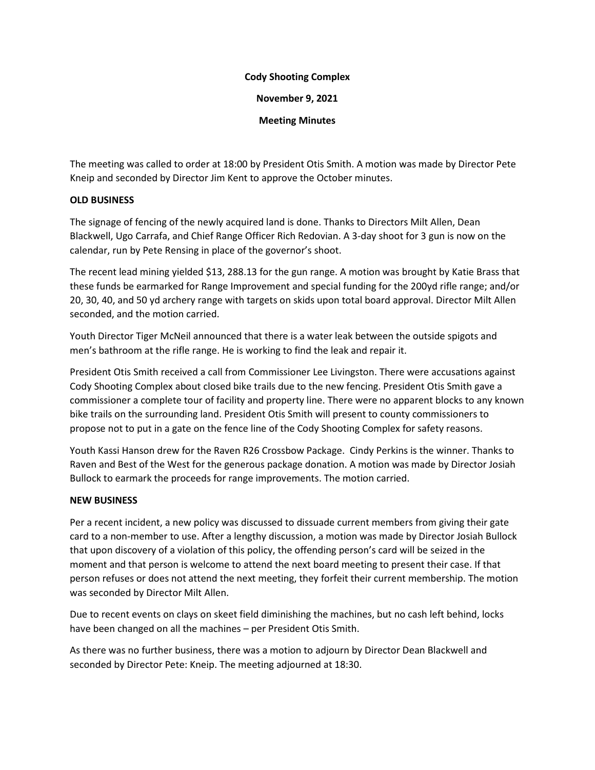**Cody Shooting Complex**

**November 9, 2021**

**Meeting Minutes**

The meeting was called to order at 18:00 by President Otis Smith. A motion was made by Director Pete Kneip and seconded by Director Jim Kent to approve the October minutes.

**OLD BUSINESS**

The signage of fencing of the newly acquired land is done. Thanks to Directors Milt Allen, Dean Blackwell, Ugo Carrafa, and Chief Range Officer Rich Redovian. A 3-day shoot for 3 gun is now on the calendar, run by Pete Rensing in place of the governor's shoot.

The recent lead mining yielded $13, 288.13 for the gun range. A motion was brought by Katie Brass that these funds be earmarked for Range Improvement and special funding for the 200yd rifle range; and/or 20, 30, 40, and 50 yd archery range with targets on skids upon total board approval. Director Milt Allen seconded, and the motion carried.

Youth Director Tiger McNeil announced that there is a water leak between the outside spigots and men's bathroom at the rifle range. He is working to find the leak and repair it.

President Otis Smith received a call from Commissioner Lee Livingston. There were accusations against Cody Shooting Complex about closed bike trails due to the new fencing. President Otis Smith gave a commissioner a complete tour of facility and property line. There were no apparent blocks to any known bike trails on the surrounding land. President Otis Smith will present to county commissioners to propose not to put in a gate on the fence line of the Cody Shooting Complex for safety reasons.

Youth Kassi Hanson drew for the Raven R26 Crossbow Package. Cindy Perkins is the winner. Thanks to Raven and Best of the West for the generous package donation. A motion was made by Director Josiah Bullock to earmark the proceeds for range improvements. The motion carried.

**NEW BUSINESS**

Per a recent incident, a new policy was discussed to dissuade current members from giving their gate card to a non-member to use. After a lengthy discussion, a motion was made by Director Josiah Bullock that upon discovery of a violation of this policy, the offending person's card will be seized in the moment and that person is welcome to attend the next board meeting to present their case. If that person refuses or does not attend the next meeting, they forfeit their current membership. The motion was seconded by Director Milt Allen.

Due to recent events on clays on skeet field diminishing the machines, but no cash left behind, locks have been changed on all the machines – per President Otis Smith.

As there was no further business, there was a motion to adjourn by Director Dean Blackwell and seconded by Director Pete: Kneip. The meeting adjourned at 18:30.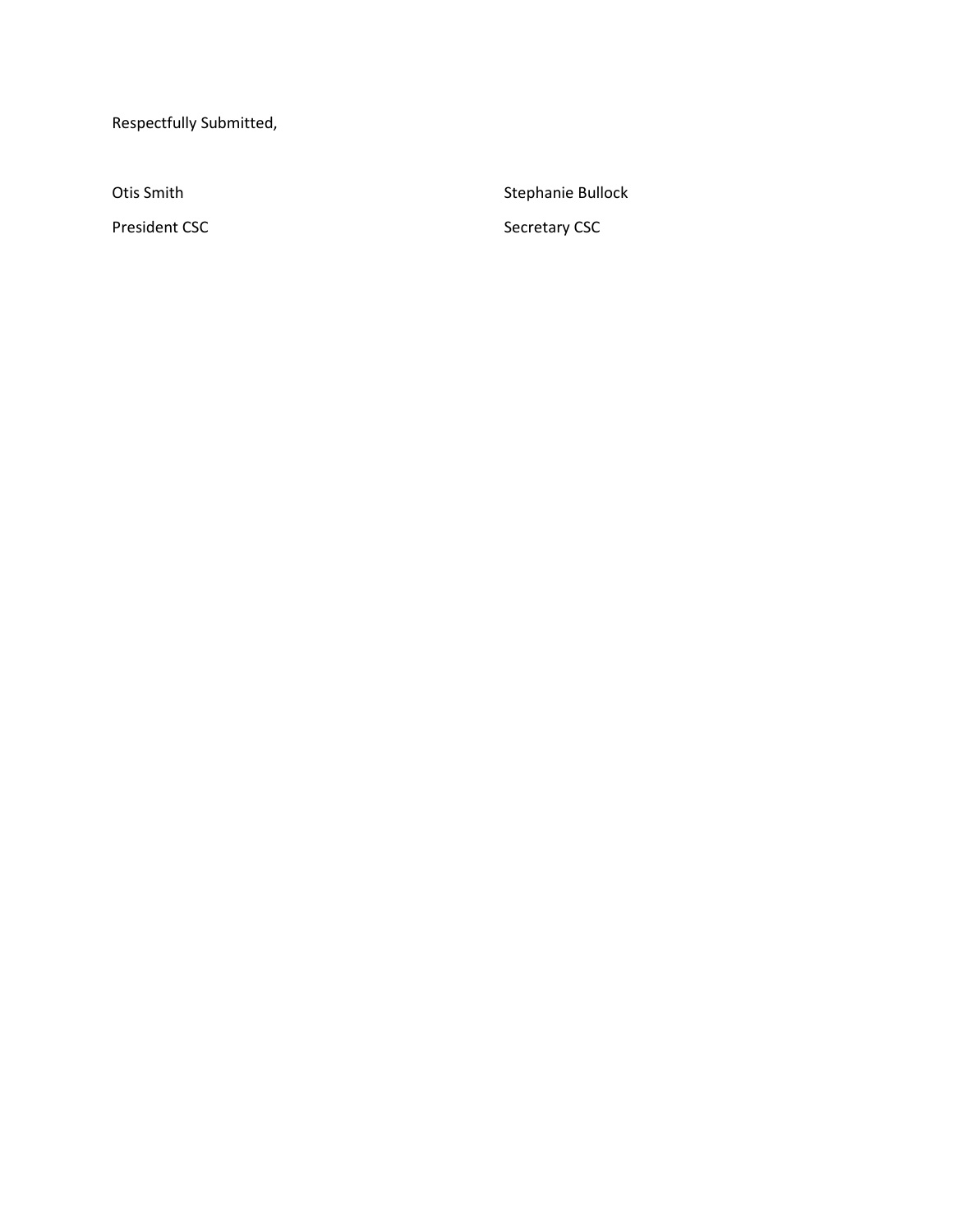Respectfully Submitted,

Otis Smith

President CSC

Stephanie Bullock

Secretary CSC